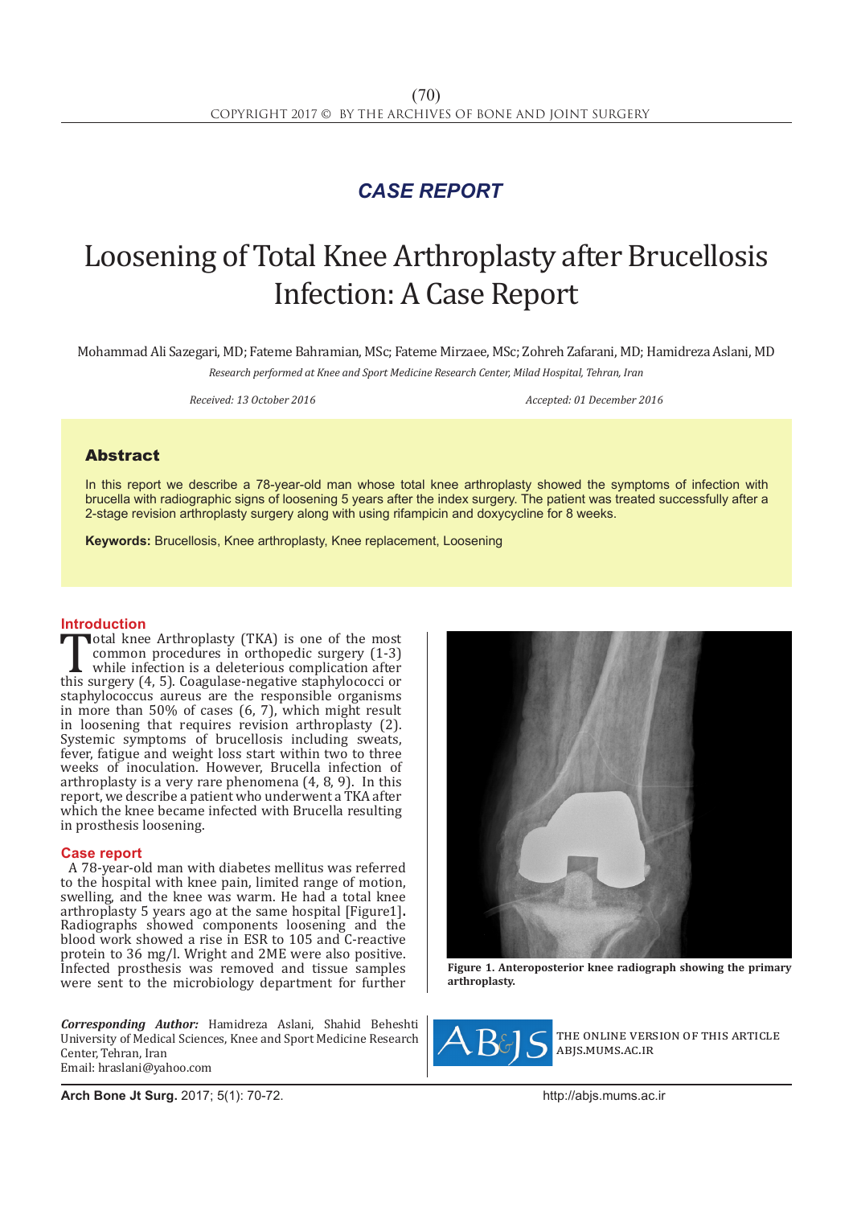## CASE REPORT

# Loosening of Total Knee Arthroplasty after Brucellosis Infection: A Case Report

Mohammad Ali Sazegari, MD; Fateme Bahramian, MSc; Fateme Mirzaee, MSc; Zohreh Zafarani, MD; Hamidreza Aslani, MD

*Research performed at Knee and Sport Medicine Research Center, Milad Hospital, Tehran, Iran*

*Received: 13 October 2016* *Accepted: 01 December 2016*

## Abstract

In this report we describe a 78-year-old man whose total knee arthroplasty showed the symptoms of infection with brucella with radiographic signs of loosening 5 years after the index surgery. The patient was treated successfully after a 2-stage revision arthroplasty surgery along with using rifampicin and doxycycline for 8 weeks.

**Keywords:** Brucellosis, Knee arthroplasty, Knee replacement, Loosening

## Introduction

Total knee Arthroplasty (TKA) is one of the most common procedures in orthopedic surgery (1-3) while infection is a deleterious complication after this surgery (4, 5). Coagulase-negative staphylococci or staphylococcus aureus are the responsible organisms in more than 50% of cases (6, 7), which might result in loosening that requires revision arthroplasty (2). Systemic symptoms of brucellosis including sweats, fever, fatigue and weight loss start within two to three weeks of inoculation. However, Brucella infection of arthroplasty is a very rare phenomena (4, 8, 9). In this report, we describe a patient who underwent a TKA after which the knee became infected with Brucella resulting in prosthesis loosening.

## Case report

A 78-year-old man with diabetes mellitus was referred to the hospital with knee pain, limited range of motion, swelling, and the knee was warm. He had a total knee arthroplasty 5 years ago at the same hospital [Figure1]. Radiographs showed components loosening and the blood work showed a rise in ESR to 105 and C-reactive protein to 36 mg/l. Wright and 2ME were also positive. Infected prosthesis was removed and tissue samples were sent to the microbiology department for further

**Figure 1. Anteroposterior knee radiograph showing the primary arthroplasty.**

***Corresponding Author:*** Hamidreza Aslani, Shahid Beheshti University of Medical Sciences, Knee and Sport Medicine Research Center, Tehran, Iran
Email: hraslani@yahoo.com

THE ONLINE VERSION OF THIS ARTICLE ABJS.MUMS.AC.IR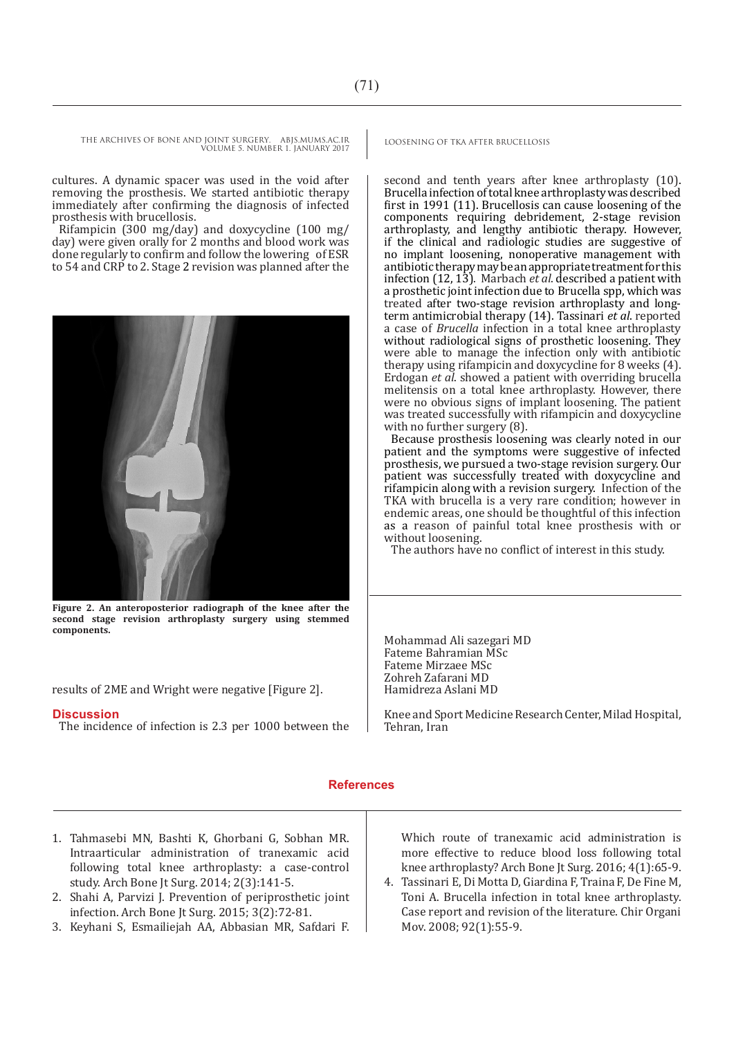cultures. A dynamic spacer was used in the void after removing the prosthesis. We started antibiotic therapy immediately after confirming the diagnosis of infected prosthesis with brucellosis.

Rifampicin (300 mg/day) and doxycycline (100 mg/day) were given orally for 2 months and blood work was done regularly to confirm and follow the lowering of ESR to 54 and CRP to 2. Stage 2 revision was planned after the results of 2ME and Wright were negative [Figure 2].

**Figure 2. An anteroposterior radiograph of the knee after the second stage revision arthroplasty surgery using stemmed components.**

## Discussion

The incidence of infection is 2.3 per 1000 between the second and tenth years after knee arthroplasty (10). Brucella infection of total knee arthroplasty was described first in 1991 (11). Brucellosis can cause loosening of the components requiring debridement, 2-stage revision arthroplasty, and lengthy antibiotic therapy. However, if the clinical and radiologic studies are suggestive of no implant loosening, nonoperative management with antibiotic therapy may be an appropriate treatment for this infection (12, 13). Marbach *et al.* described a patient with a prosthetic joint infection due to Brucella spp, which was treated after two-stage revision arthroplasty and long-term antimicrobial therapy (14). Tassinari *et al.* reported a case of *Brucella* infection in a total knee arthroplasty without radiological signs of prosthetic loosening. They were able to manage the infection only with antibiotic therapy using rifampicin and doxycycline for 8 weeks (4). Erdogan *et al.* showed a patient with overriding brucella melitensis on a total knee arthroplasty. However, there were no obvious signs of implant loosening. The patient was treated successfully with rifampicin and doxycycline with no further surgery (8).

Because prosthesis loosening was clearly noted in our patient and the symptoms were suggestive of infected prosthesis, we pursued a two-stage revision surgery. Our patient was successfully treated with doxycycline and rifampicin along with a revision surgery. Infection of the TKA with brucella is a very rare condition; however in endemic areas, one should be thoughtful of this infection as a reason of painful total knee prosthesis with or without loosening.

The authors have no conflict of interest in this study.

Mohammad Ali sazegari MD
Fateme Bahramian MSc
Fateme Mirzaee MSc
Zohreh Zafarani MD
Hamidreza Aslani MD

Knee and Sport Medicine Research Center, Milad Hospital, Tehran, Iran

## References

1. Tahmasebi MN, Bashti K, Ghorbani G, Sobhan MR. Intraarticular administration of tranexamic acid following total knee arthroplasty: a case-control study. Arch Bone Jt Surg. 2014; 2(3):141-5.
2. Shahi A, Parvizi J. Prevention of periprosthetic joint infection. Arch Bone Jt Surg. 2015; 3(2):72-81.
3. Keyhani S, Esmailiejah AA, Abbasian MR, Safdari F. Which route of tranexamic acid administration is more effective to reduce blood loss following total knee arthroplasty? Arch Bone Jt Surg. 2016; 4(1):65-9.
4. Tassinari E, Di Motta D, Giardina F, Traina F, De Fine M, Toni A. Brucella infection in total knee arthroplasty. Case report and revision of the literature. Chir Organi Mov. 2008; 92(1):55-9.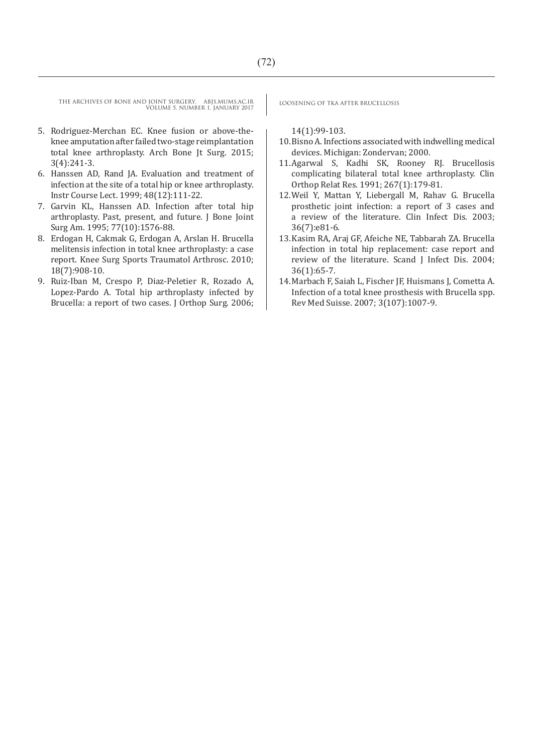5. Rodriguez-Merchan EC. Knee fusion or above-the-knee amputation after failed two-stage reimplantation total knee arthroplasty. Arch Bone Jt Surg. 2015; 3(4):241-3.
6. Hanssen AD, Rand JA. Evaluation and treatment of infection at the site of a total hip or knee arthroplasty. Instr Course Lect. 1999; 48(12):111-22.
7. Garvin KL, Hanssen AD. Infection after total hip arthroplasty. Past, present, and future. J Bone Joint Surg Am. 1995; 77(10):1576-88.
8. Erdogan H, Cakmak G, Erdogan A, Arslan H. Brucella melitensis infection in total knee arthroplasty: a case report. Knee Surg Sports Traumatol Arthrosc. 2010; 18(7):908-10.
9. Ruiz-Iban M, Crespo P, Diaz-Peletier R, Rozado A, Lopez-Pardo A. Total hip arthroplasty infected by Brucella: a report of two cases. J Orthop Surg. 2006; 14(1):99-103.
10. Bisno A. Infections associated with indwelling medical devices. Michigan: Zondervan; 2000.
11. Agarwal S, Kadhi SK, Rooney RJ. Brucellosis complicating bilateral total knee arthroplasty. Clin Orthop Relat Res. 1991; 267(1):179-81.
12. Weil Y, Mattan Y, Liebergall M, Rahav G. Brucella prosthetic joint infection: a report of 3 cases and a review of the literature. Clin Infect Dis. 2003; 36(7):e81-6.
13. Kasim RA, Araj GF, Afeiche NE, Tabbarah ZA. Brucella infection in total hip replacement: case report and review of the literature. Scand J Infect Dis. 2004; 36(1):65-7.
14. Marbach F, Saiah L, Fischer JF, Huismans J, Cometta A. Infection of a total knee prosthesis with Brucella spp. Rev Med Suisse. 2007; 3(107):1007-9.